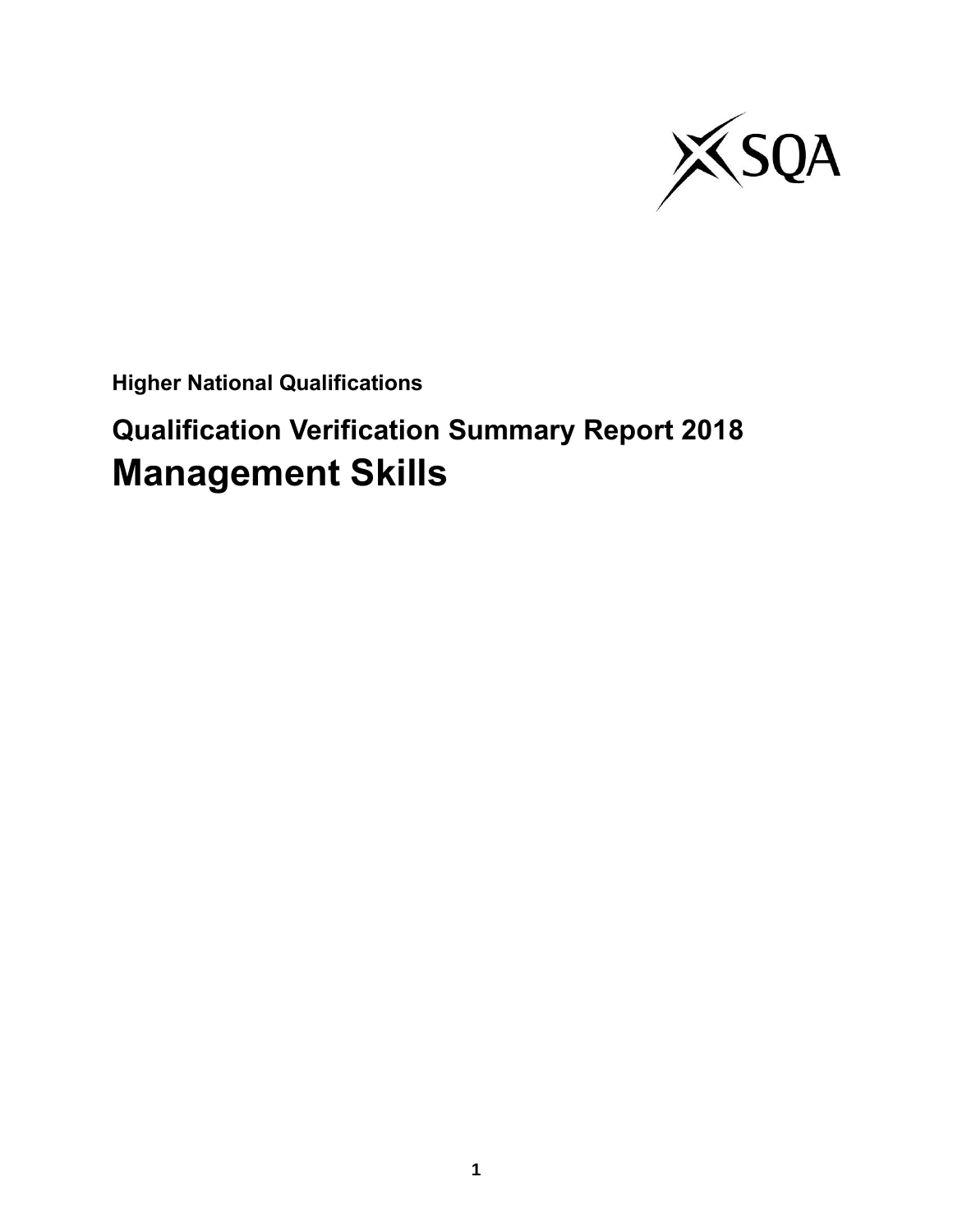**Higher National Qualifications**

## Qualification Verification Summary Report 2018

# Management Skills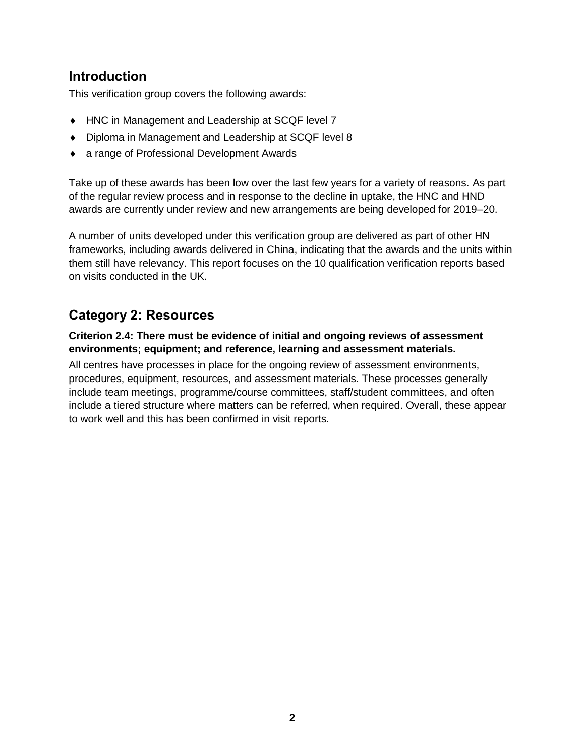## Introduction

This verification group covers the following awards:

- HNC in Management and Leadership at SCQF level 7
- Diploma in Management and Leadership at SCQF level 8
- a range of Professional Development Awards

Take up of these awards has been low over the last few years for a variety of reasons. As part of the regular review process and in response to the decline in uptake, the HNC and HND awards are currently under review and new arrangements are being developed for 2019–20.

A number of units developed under this verification group are delivered as part of other HN frameworks, including awards delivered in China, indicating that the awards and the units within them still have relevancy. This report focuses on the 10 qualification verification reports based on visits conducted in the UK.

## Category 2: Resources

**Criterion 2.4: There must be evidence of initial and ongoing reviews of assessment environments; equipment; and reference, learning and assessment materials.**

All centres have processes in place for the ongoing review of assessment environments, procedures, equipment, resources, and assessment materials. These processes generally include team meetings, programme/course committees, staff/student committees, and often include a tiered structure where matters can be referred, when required. Overall, these appear to work well and this has been confirmed in visit reports.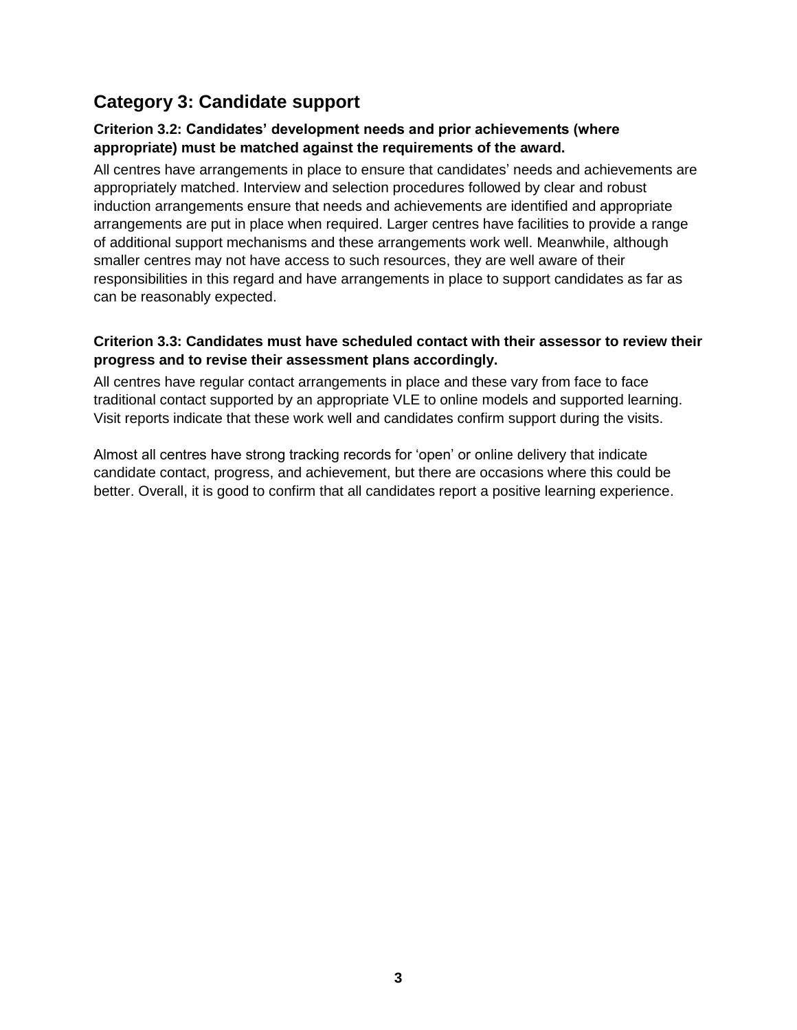## Category 3: Candidate support

**Criterion 3.2: Candidates' development needs and prior achievements (where appropriate) must be matched against the requirements of the award.**

All centres have arrangements in place to ensure that candidates' needs and achievements are appropriately matched. Interview and selection procedures followed by clear and robust induction arrangements ensure that needs and achievements are identified and appropriate arrangements are put in place when required. Larger centres have facilities to provide a range of additional support mechanisms and these arrangements work well. Meanwhile, although smaller centres may not have access to such resources, they are well aware of their responsibilities in this regard and have arrangements in place to support candidates as far as can be reasonably expected.

**Criterion 3.3: Candidates must have scheduled contact with their assessor to review their progress and to revise their assessment plans accordingly.**

All centres have regular contact arrangements in place and these vary from face to face traditional contact supported by an appropriate VLE to online models and supported learning. Visit reports indicate that these work well and candidates confirm support during the visits.

Almost all centres have strong tracking records for 'open' or online delivery that indicate candidate contact, progress, and achievement, but there are occasions where this could be better. Overall, it is good to confirm that all candidates report a positive learning experience.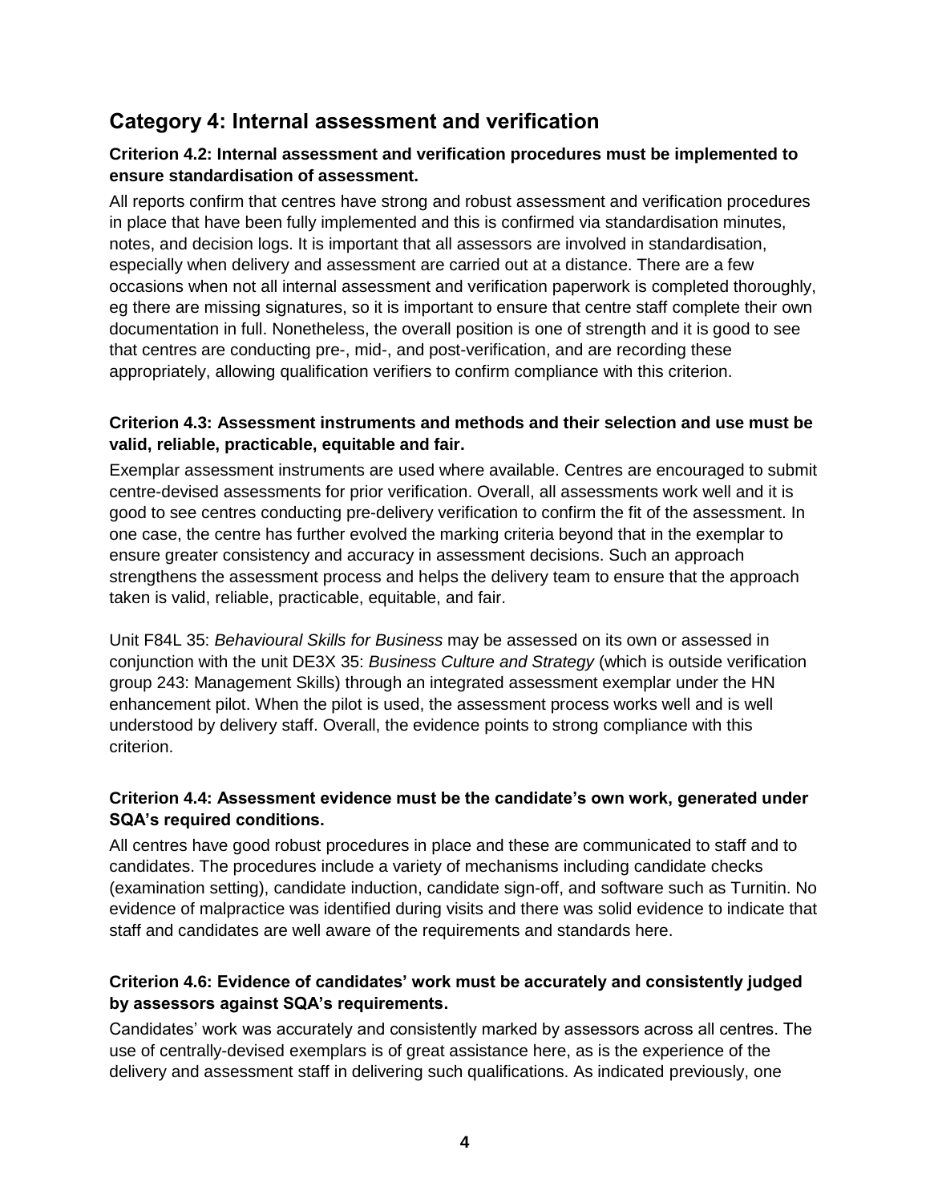## Category 4: Internal assessment and verification

### Criterion 4.2: Internal assessment and verification procedures must be implemented to ensure standardisation of assessment.

All reports confirm that centres have strong and robust assessment and verification procedures in place that have been fully implemented and this is confirmed via standardisation minutes, notes, and decision logs. It is important that all assessors are involved in standardisation, especially when delivery and assessment are carried out at a distance. There are a few occasions when not all internal assessment and verification paperwork is completed thoroughly, eg there are missing signatures, so it is important to ensure that centre staff complete their own documentation in full. Nonetheless, the overall position is one of strength and it is good to see that centres are conducting pre-, mid-, and post-verification, and are recording these appropriately, allowing qualification verifiers to confirm compliance with this criterion.

### Criterion 4.3: Assessment instruments and methods and their selection and use must be valid, reliable, practicable, equitable and fair.

Exemplar assessment instruments are used where available. Centres are encouraged to submit centre-devised assessments for prior verification. Overall, all assessments work well and it is good to see centres conducting pre-delivery verification to confirm the fit of the assessment. In one case, the centre has further evolved the marking criteria beyond that in the exemplar to ensure greater consistency and accuracy in assessment decisions. Such an approach strengthens the assessment process and helps the delivery team to ensure that the approach taken is valid, reliable, practicable, equitable, and fair.

Unit F84L 35: *Behavioural Skills for Business* may be assessed on its own or assessed in conjunction with the unit DE3X 35: *Business Culture and Strategy* (which is outside verification group 243: Management Skills) through an integrated assessment exemplar under the HN enhancement pilot. When the pilot is used, the assessment process works well and is well understood by delivery staff. Overall, the evidence points to strong compliance with this criterion.

### Criterion 4.4: Assessment evidence must be the candidate's own work, generated under SQA's required conditions.

All centres have good robust procedures in place and these are communicated to staff and to candidates. The procedures include a variety of mechanisms including candidate checks (examination setting), candidate induction, candidate sign-off, and software such as Turnitin. No evidence of malpractice was identified during visits and there was solid evidence to indicate that staff and candidates are well aware of the requirements and standards here.

### Criterion 4.6: Evidence of candidates' work must be accurately and consistently judged by assessors against SQA's requirements.

Candidates' work was accurately and consistently marked by assessors across all centres. The use of centrally-devised exemplars is of great assistance here, as is the experience of the delivery and assessment staff in delivering such qualifications. As indicated previously, one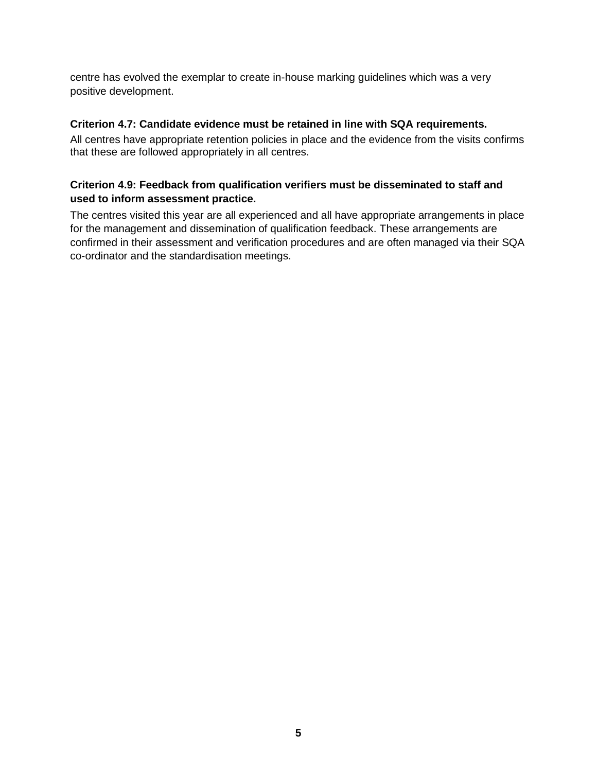centre has evolved the exemplar to create in-house marking guidelines which was a very positive development.

**Criterion 4.7: Candidate evidence must be retained in line with SQA requirements.**

All centres have appropriate retention policies in place and the evidence from the visits confirms that these are followed appropriately in all centres.

**Criterion 4.9: Feedback from qualification verifiers must be disseminated to staff and used to inform assessment practice.**

The centres visited this year are all experienced and all have appropriate arrangements in place for the management and dissemination of qualification feedback. These arrangements are confirmed in their assessment and verification procedures and are often managed via their SQA co-ordinator and the standardisation meetings.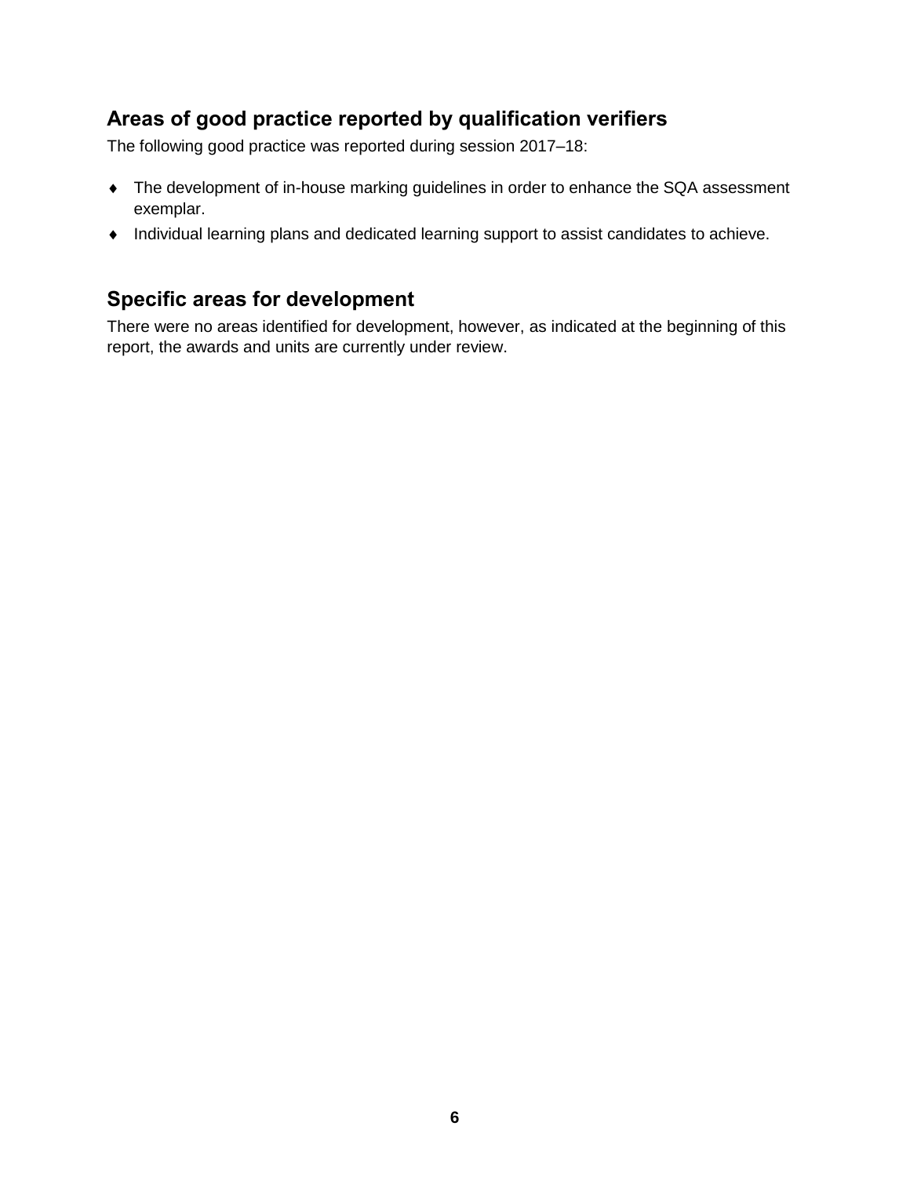## Areas of good practice reported by qualification verifiers

The following good practice was reported during session 2017–18:

- The development of in-house marking guidelines in order to enhance the SQA assessment exemplar.
- Individual learning plans and dedicated learning support to assist candidates to achieve.

## Specific areas for development

There were no areas identified for development, however, as indicated at the beginning of this report, the awards and units are currently under review.